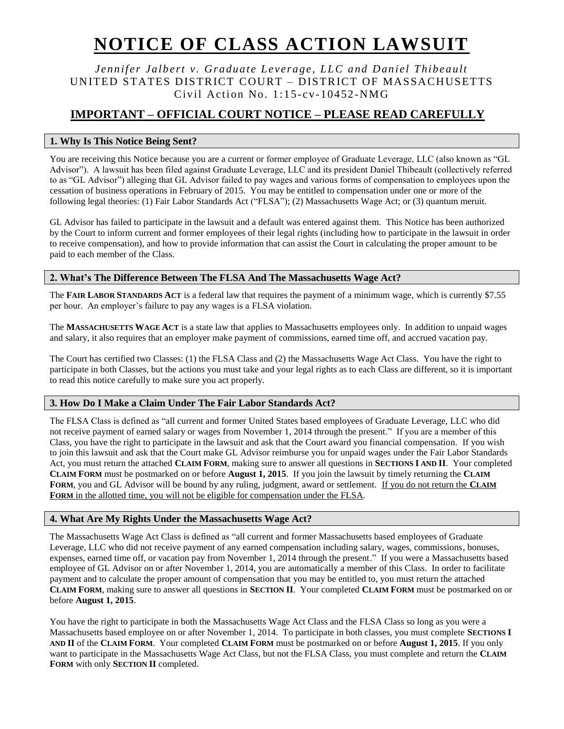# NOTICE OF CLASS ACTION LAWSUIT

*Jennifer Jalbert v. Graduate Leverage, LLC and Daniel Thibeault*
UNITED STATES DISTRICT COURT – DISTRICT OF MASSACHUSETTS
Civil Action No. 1:15-cv-10452-NMG

## IMPORTANT – OFFICIAL COURT NOTICE – PLEASE READ CAREFULLY

### 1. Why Is This Notice Being Sent?

You are receiving this Notice because you are a current or former employee of Graduate Leverage, LLC (also known as "GL Advisor"). A lawsuit has been filed against Graduate Leverage, LLC and its president Daniel Thibeault (collectively referred to as "GL Advisor") alleging that GL Advisor failed to pay wages and various forms of compensation to employees upon the cessation of business operations in February of 2015. You may be entitled to compensation under one or more of the following legal theories: (1) Fair Labor Standards Act ("FLSA"); (2) Massachusetts Wage Act; or (3) quantum meruit.

GL Advisor has failed to participate in the lawsuit and a default was entered against them. This Notice has been authorized by the Court to inform current and former employees of their legal rights (including how to participate in the lawsuit in order to receive compensation), and how to provide information that can assist the Court in calculating the proper amount to be paid to each member of the Class.

### 2. What's The Difference Between The FLSA And The Massachusetts Wage Act?

The **FAIR LABOR STANDARDS ACT** is a federal law that requires the payment of a minimum wage, which is currently $7.55 per hour. An employer's failure to pay any wages is a FLSA violation.

The **MASSACHUSETTS WAGE ACT** is a state law that applies to Massachusetts employees only. In addition to unpaid wages and salary, it also requires that an employer make payment of commissions, earned time off, and accrued vacation pay.

The Court has certified two Classes: (1) the FLSA Class and (2) the Massachusetts Wage Act Class. You have the right to participate in both Classes, but the actions you must take and your legal rights as to each Class are different, so it is important to read this notice carefully to make sure you act properly.

### 3. How Do I Make a Claim Under The Fair Labor Standards Act?

The FLSA Class is defined as "all current and former United States based employees of Graduate Leverage, LLC who did not receive payment of earned salary or wages from November 1, 2014 through the present." If you are a member of this Class, you have the right to participate in the lawsuit and ask that the Court award you financial compensation. If you wish to join this lawsuit and ask that the Court make GL Advisor reimburse you for unpaid wages under the Fair Labor Standards Act, you must return the attached **CLAIM FORM**, making sure to answer all questions in **SECTIONS I AND II**. Your completed **CLAIM FORM** must be postmarked on or before **August 1, 2015**. If you join the lawsuit by timely returning the **CLAIM FORM**, you and GL Advisor will be bound by any ruling, judgment, award or settlement. <u>If you do not return the **CLAIM FORM** in the allotted time, you will not be eligible for compensation under the FLSA</u>.

### 4. What Are My Rights Under the Massachusetts Wage Act?

The Massachusetts Wage Act Class is defined as "all current and former Massachusetts based employees of Graduate Leverage, LLC who did not receive payment of any earned compensation including salary, wages, commissions, bonuses, expenses, earned time off, or vacation pay from November 1, 2014 through the present." If you were a Massachusetts based employee of GL Advisor on or after November 1, 2014, you are automatically a member of this Class. In order to facilitate payment and to calculate the proper amount of compensation that you may be entitled to, you must return the attached **CLAIM FORM**, making sure to answer all questions in **SECTION II**. Your completed **CLAIM FORM** must be postmarked on or before **August 1, 2015**.

You have the right to participate in both the Massachusetts Wage Act Class and the FLSA Class so long as you were a Massachusetts based employee on or after November 1, 2014. To participate in both classes, you must complete **SECTIONS I AND II** of the **CLAIM FORM**. Your completed **CLAIM FORM** must be postmarked on or before **August 1, 2015**. If you only want to participate in the Massachusetts Wage Act Class, but not the FLSA Class, you must complete and return the **CLAIM FORM** with only **SECTION II** completed.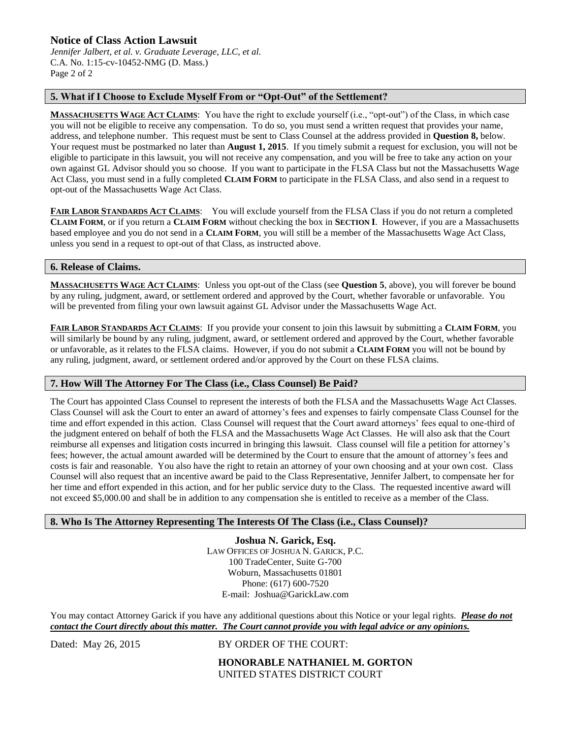## 5. What if I Choose to Exclude Myself From or "Opt-Out" of the Settlement?

**MASSACHUSETTS WAGE ACT CLAIMS**: You have the right to exclude yourself (i.e., "opt-out") of the Class, in which case you will not be eligible to receive any compensation. To do so, you must send a written request that provides your name, address, and telephone number. This request must be sent to Class Counsel at the address provided in **Question 8,** below. Your request must be postmarked no later than **August 1, 2015**. If you timely submit a request for exclusion, you will not be eligible to participate in this lawsuit, you will not receive any compensation, and you will be free to take any action on your own against GL Advisor should you so choose. If you want to participate in the FLSA Class but not the Massachusetts Wage Act Class, you must send in a fully completed **CLAIM FORM** to participate in the FLSA Class, and also send in a request to opt-out of the Massachusetts Wage Act Class.

**FAIR LABOR STANDARDS ACT CLAIMS**: You will exclude yourself from the FLSA Class if you do not return a completed **CLAIM FORM**, or if you return a **CLAIM FORM** without checking the box in **SECTION I**. However, if you are a Massachusetts based employee and you do not send in a **CLAIM FORM**, you will still be a member of the Massachusetts Wage Act Class, unless you send in a request to opt-out of that Class, as instructed above.

## 6. Release of Claims.

**MASSACHUSETTS WAGE ACT CLAIMS**: Unless you opt-out of the Class (see **Question 5**, above), you will forever be bound by any ruling, judgment, award, or settlement ordered and approved by the Court, whether favorable or unfavorable. You will be prevented from filing your own lawsuit against GL Advisor under the Massachusetts Wage Act.

**FAIR LABOR STANDARDS ACT CLAIMS**: If you provide your consent to join this lawsuit by submitting a **CLAIM FORM**, you will similarly be bound by any ruling, judgment, award, or settlement ordered and approved by the Court, whether favorable or unfavorable, as it relates to the FLSA claims. However, if you do not submit a **CLAIM FORM** you will not be bound by any ruling, judgment, award, or settlement ordered and/or approved by the Court on these FLSA claims.

## 7. How Will The Attorney For The Class (i.e., Class Counsel) Be Paid?

The Court has appointed Class Counsel to represent the interests of both the FLSA and the Massachusetts Wage Act Classes. Class Counsel will ask the Court to enter an award of attorney's fees and expenses to fairly compensate Class Counsel for the time and effort expended in this action. Class Counsel will request that the Court award attorneys' fees equal to one-third of the judgment entered on behalf of both the FLSA and the Massachusetts Wage Act Classes. He will also ask that the Court reimburse all expenses and litigation costs incurred in bringing this lawsuit. Class counsel will file a petition for attorney's fees; however, the actual amount awarded will be determined by the Court to ensure that the amount of attorney's fees and costs is fair and reasonable. You also have the right to retain an attorney of your own choosing and at your own cost. Class Counsel will also request that an incentive award be paid to the Class Representative, Jennifer Jalbert, to compensate her for her time and effort expended in this action, and for her public service duty to the Class. The requested incentive award will not exceed $5,000.00 and shall be in addition to any compensation she is entitled to receive as a member of the Class.

## 8. Who Is The Attorney Representing The Interests Of The Class (i.e., Class Counsel)?

**Joshua N. Garick, Esq.**
LAW OFFICES OF JOSHUA N. GARICK, P.C.
100 TradeCenter, Suite G-700
Woburn, Massachusetts 01801
Phone: (617) 600-7520
E-mail: Joshua@GarickLaw.com

You may contact Attorney Garick if you have any additional questions about this Notice or your legal rights. ***Please do not contact the Court directly about this matter. The Court cannot provide you with legal advice or any opinions.***

Dated: May 26, 2015

BY ORDER OF THE COURT:

**HONORABLE NATHANIEL M. GORTON**
UNITED STATES DISTRICT COURT